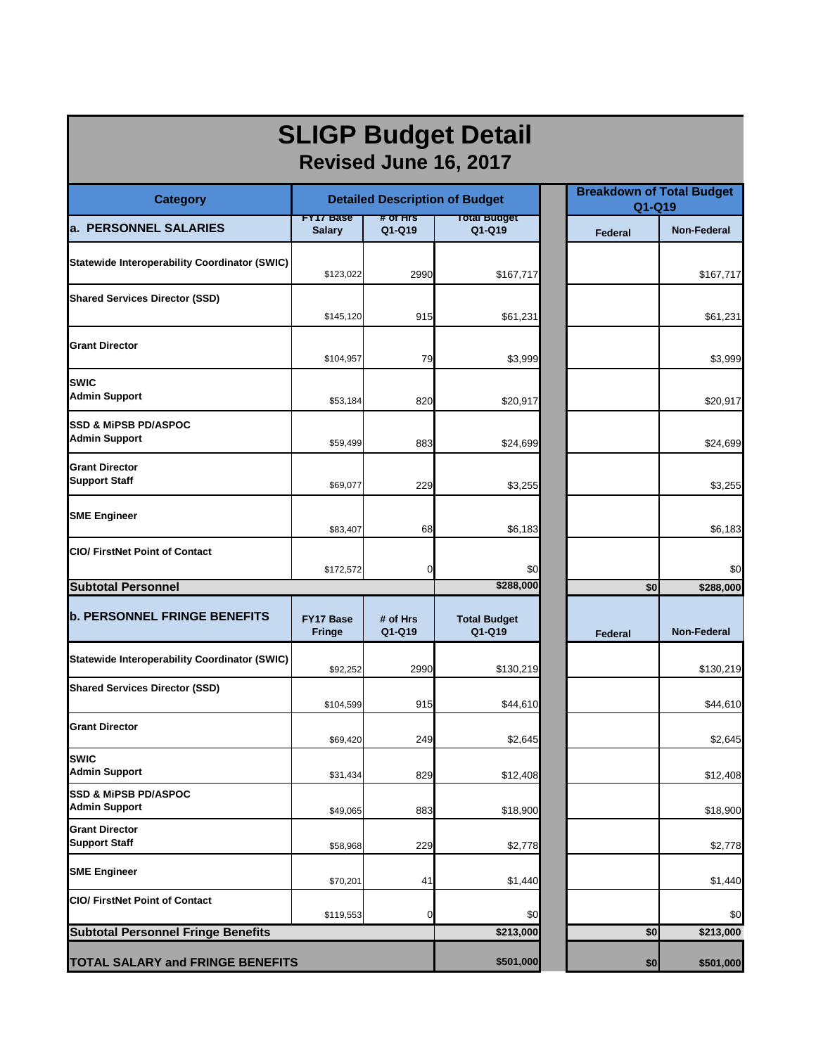# SLIGP Budget Detail

## Revised June 16, 2017

| Category | Detailed Description of Budget | | | Breakdown of Total Budget Q1-Q19 | |
|---|---|---|---|---|---|
| **a. PERSONNEL SALARIES** | FY17 Base Salary | # of Hrs Q1-Q19 | Total Budget Q1-Q19 | Federal | Non-Federal |
| **Statewide Interoperability Coordinator (SWIC)** | $123,022 | 2990 | $167,717 | | $167,717 |
| **Shared Services Director (SSD)** | $145,120 | 915 | $61,231 | | $61,231 |
| **Grant Director** | $104,957 | 79 | $3,999 | | $3,999 |
| **SWIC Admin Support** | $53,184 | 820 | $20,917 | | $20,917 |
| **SSD & MiPSB PD/ASPOC Admin Support** | $59,499 | 883 | $24,699 | | $24,699 |
| **Grant Director Support Staff** | $69,077 | 229 | $3,255 | | $3,255 |
| **SME Engineer** | $83,407 | 68 | $6,183 | | $6,183 |
| **CIO/ FirstNet Point of Contact** | $172,572 | 0 | $0 | | $0 |
| **Subtotal Personnel** | | | $288,000 | $0 | $288,000 |
| **b. PERSONNEL FRINGE BENEFITS** | FY17 Base Fringe | # of Hrs Q1-Q19 | Total Budget Q1-Q19 | Federal | Non-Federal |
| **Statewide Interoperability Coordinator (SWIC)** | $92,252 | 2990 | $130,219 | | $130,219 |
| **Shared Services Director (SSD)** | $104,599 | 915 | $44,610 | | $44,610 |
| **Grant Director** | $69,420 | 249 | $2,645 | | $2,645 |
| **SWIC Admin Support** | $31,434 | 829 | $12,408 | | $12,408 |
| **SSD & MiPSB PD/ASPOC Admin Support** | $49,065 | 883 | $18,900 | | $18,900 |
| **Grant Director Support Staff** | $58,968 | 229 | $2,778 | | $2,778 |
| **SME Engineer** | $70,201 | 41 | $1,440 | | $1,440 |
| **CIO/ FirstNet Point of Contact** | $119,553 | 0 | $0 | | $0 |
| **Subtotal Personnel Fringe Benefits** | | | $213,000 | $0 | $213,000 |
| **TOTAL SALARY and FRINGE BENEFITS** | | | $501,000 | $0 | $501,000 |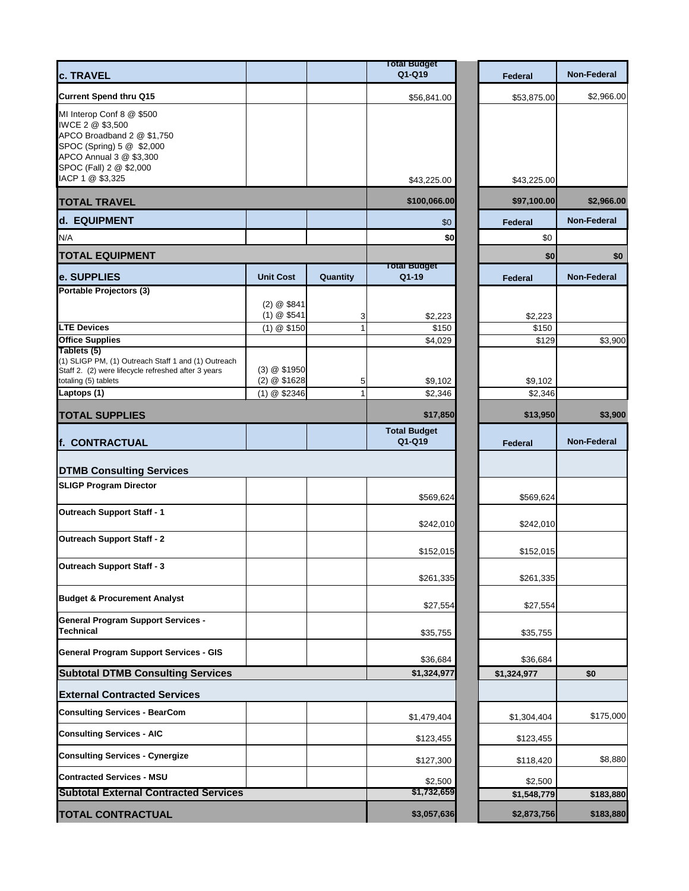| c. TRAVEL | | | Total Budget Q1-Q19 | Federal | Non-Federal |
|---|---|---|---|---|---|
| **Current Spend thru Q15** | | | $56,841.00 | $53,875.00 | $2,966.00 |
| MI Interop Conf 8 @ $500<br>IWCE 2 @ $3,500<br>APCO Broadband 2 @ $1,750<br>SPOC (Spring) 5 @ $2,000<br>APCO Annual 3 @ $3,300<br>SPOC (Fall) 2 @ $2,000<br>IACP 1 @ $3,325 | | | $43,225.00 | $43,225.00 | |
| **TOTAL TRAVEL** | | | **$100,066.00** | **$97,100.00** | **$2,966.00** |

| d. EQUIPMENT | | | | Federal | Non-Federal |
|---|---|---|---|---|---|
| N/A | | | **$0** | $0 | |
| **TOTAL EQUIPMENT** | | | $0 | **$0** | **$0** |

| e. SUPPLIES | Unit Cost | Quantity | Total Budget Q1-19 | Federal | Non-Federal |
|---|---|---|---|---|---|
| **Portable Projectors (3)** | (2) @ $841<br>(1) @ $541 | 3 | $2,223 | $2,223 | |
| **LTE Devices** | (1) @ $150 | 1 | $150 | $150 | |
| **Office Supplies** | | | $4,029 | $129 | $3,900 |
| **Tablets (5)**<br>(1) SLIGP PM, (1) Outreach Staff 1 and (1) Outreach Staff 2. (2) were lifecycle refreshed after 3 years totaling (5) tablets | (3) @ $1950<br>(2) @ $1628 | 5 | $9,102 | $9,102 | |
| **Laptops (1)** | (1) @ $2346 | 1 | $2,346 | $2,346 | |
| **TOTAL SUPPLIES** | | | **$17,850** | **$13,950** | **$3,900** |

| f. CONTRACTUAL | | | Total Budget Q1-Q19 | Federal | Non-Federal |
|---|---|---|---|---|---|
| **DTMB Consulting Services** | | | | | |
| **SLIGP Program Director** | | | $569,624 | $569,624 | |
| **Outreach Support Staff - 1** | | | $242,010 | $242,010 | |
| **Outreach Support Staff - 2** | | | $152,015 | $152,015 | |
| **Outreach Support Staff - 3** | | | $261,335 | $261,335 | |
| **Budget & Procurement Analyst** | | | $27,554 | $27,554 | |
| **General Program Support Services - Technical** | | | $35,755 | $35,755 | |
| **General Program Support Services - GIS** | | | $36,684 | $36,684 | |
| **Subtotal DTMB Consulting Services** | | | **$1,324,977** | **$1,324,977** | **$0** |
| **External Contracted Services** | | | | | |
| **Consulting Services - BearCom** | | | $1,479,404 | $1,304,404 | $175,000 |
| **Consulting Services - AIC** | | | $123,455 | $123,455 | |
| **Consulting Services - Cynergize** | | | $127,300 | $118,420 | $8,880 |
| **Contracted Services - MSU** | | | $2,500 | $2,500 | |
| **Subtotal External Contracted Services** | | | **$1,732,659** | **$1,548,779** | **$183,880** |
| **TOTAL CONTRACTUAL** | | | **$3,057,636** | **$2,873,756** | **$183,880** |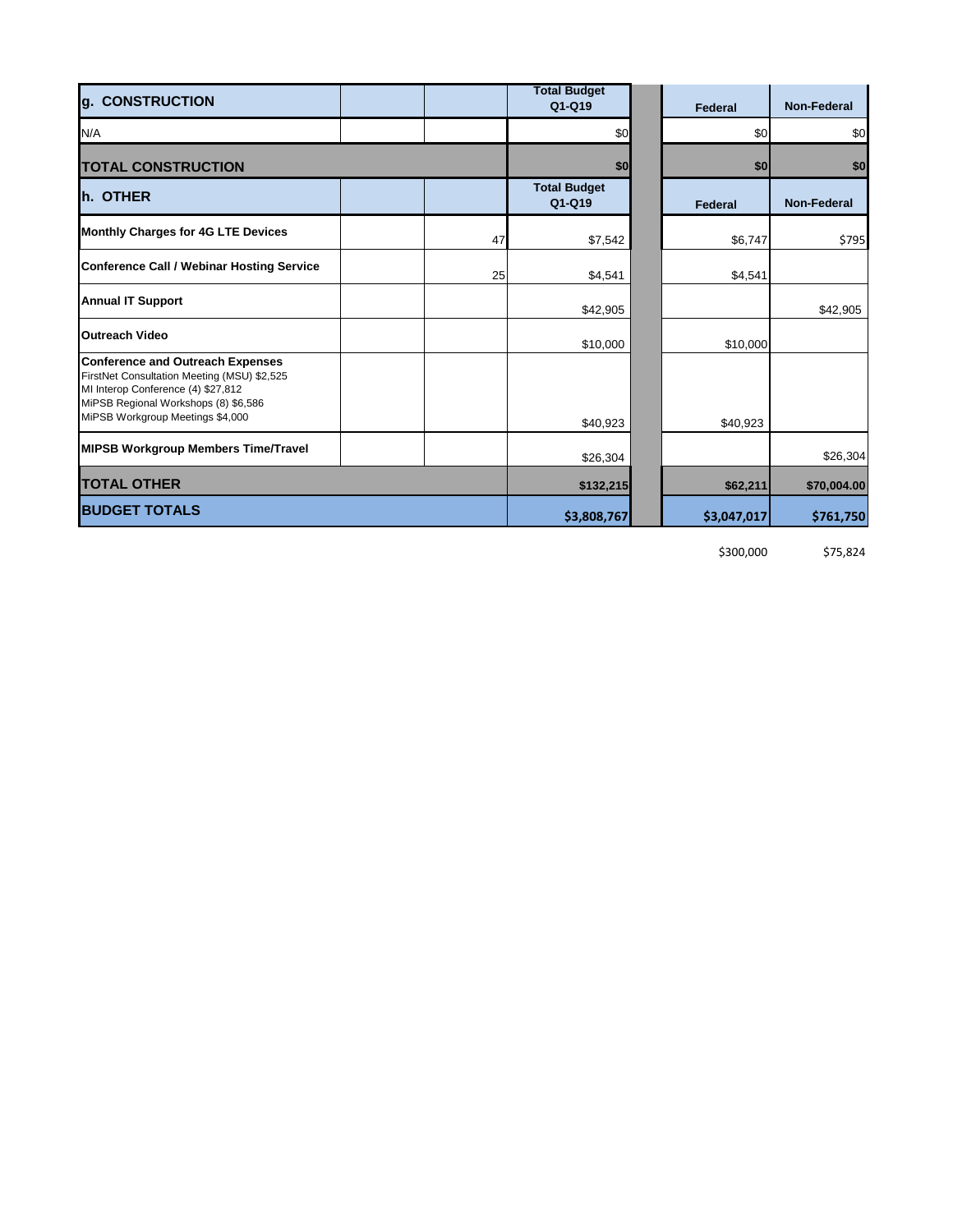| g. CONSTRUCTION | | | Total Budget Q1-Q19 | | Federal | Non-Federal |
|---|---|---|---|---|---|---|
| N/A | | | $0 | | $0 | $0 |
| **TOTAL CONSTRUCTION** | | | **$0** | | **$0** | **$0** |
| **h. OTHER** | | | **Total Budget Q1-Q19** | | **Federal** | **Non-Federal** |
| **Monthly Charges for 4G LTE Devices** | | 47 | $7,542 | | $6,747 | $795 |
| **Conference Call / Webinar Hosting Service** | | 25 | $4,541 | | $4,541 | |
| **Annual IT Support** | | | $42,905 | | | $42,905 |
| **Outreach Video** | | | $10,000 | | $10,000 | |
| **Conference and Outreach Expenses**<br>FirstNet Consultation Meeting (MSU) $2,525<br>MI Interop Conference (4) $27,812<br>MiPSB Regional Workshops (8) $6,586<br>MiPSB Workgroup Meetings $4,000 | | | $40,923 | | $40,923 | |
| **MIPSB Workgroup Members Time/Travel** | | | $26,304 | | | $26,304 |
| **TOTAL OTHER** | | | **$132,215** | | **$62,211** | **$70,004.00** |
| **BUDGET TOTALS** | | | **$3,808,767** | | **$3,047,017** | **$761,750** |
| | | | | | $300,000 | $75,824 |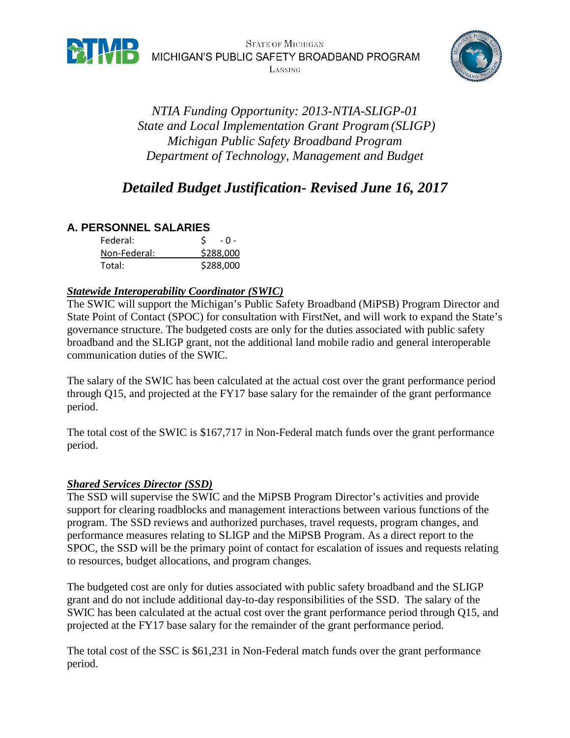STATE OF MICHIGAN
MICHIGAN'S PUBLIC SAFETY BROADBAND PROGRAM
LANSING

*NTIA Funding Opportunity: 2013-NTIA-SLIGP-01*
*State and Local Implementation Grant Program (SLIGP)*
*Michigan Public Safety Broadband Program*
*Department of Technology, Management and Budget*

# *Detailed Budget Justification- Revised June 16, 2017*

## A. PERSONNEL SALARIES

| | |
|---|---|
| Federal: | $ - 0 - |
| Non-Federal: | $288,000 |
| Total: | $288,000 |

***Statewide Interoperability Coordinator (SWIC)***

The SWIC will support the Michigan's Public Safety Broadband (MiPSB) Program Director and State Point of Contact (SPOC) for consultation with FirstNet, and will work to expand the State's governance structure. The budgeted costs are only for the duties associated with public safety broadband and the SLIGP grant, not the additional land mobile radio and general interoperable communication duties of the SWIC.

The salary of the SWIC has been calculated at the actual cost over the grant performance period through Q15, and projected at the FY17 base salary for the remainder of the grant performance period.

The total cost of the SWIC is $167,717 in Non-Federal match funds over the grant performance period.

***Shared Services Director (SSD)***

The SSD will supervise the SWIC and the MiPSB Program Director's activities and provide support for clearing roadblocks and management interactions between various functions of the program. The SSD reviews and authorized purchases, travel requests, program changes, and performance measures relating to SLIGP and the MiPSB Program. As a direct report to the SPOC, the SSD will be the primary point of contact for escalation of issues and requests relating to resources, budget allocations, and program changes.

The budgeted cost are only for duties associated with public safety broadband and the SLIGP grant and do not include additional day-to-day responsibilities of the SSD. The salary of the SWIC has been calculated at the actual cost over the grant performance period through Q15, and projected at the FY17 base salary for the remainder of the grant performance period.

The total cost of the SSC is $61,231 in Non-Federal match funds over the grant performance period.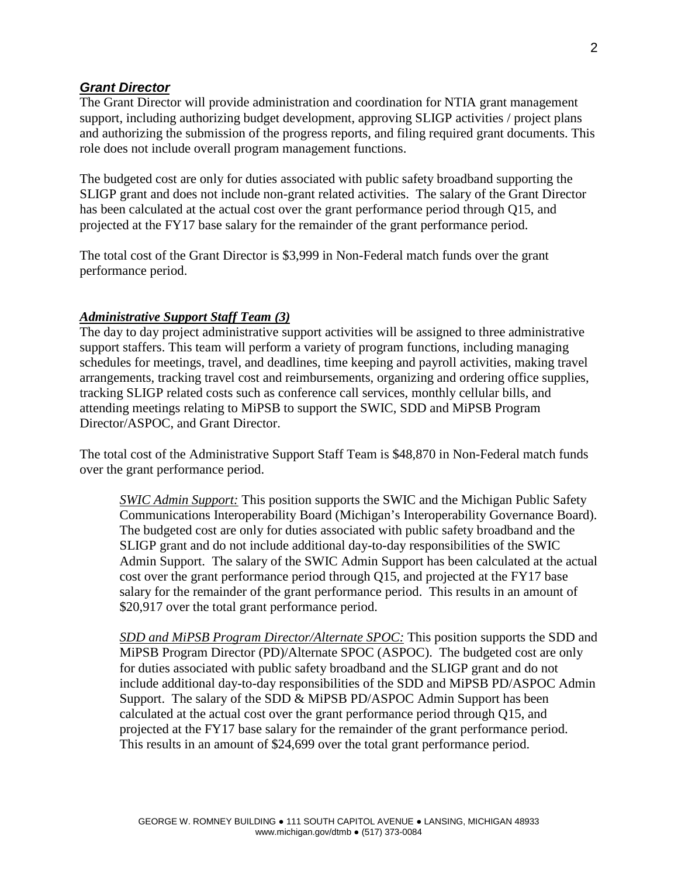### ***Grant Director***

The Grant Director will provide administration and coordination for NTIA grant management support, including authorizing budget development, approving SLIGP activities / project plans and authorizing the submission of the progress reports, and filing required grant documents. This role does not include overall program management functions.

The budgeted cost are only for duties associated with public safety broadband supporting the SLIGP grant and does not include non-grant related activities. The salary of the Grant Director has been calculated at the actual cost over the grant performance period through Q15, and projected at the FY17 base salary for the remainder of the grant performance period.

The total cost of the Grant Director is $3,999 in Non-Federal match funds over the grant performance period.

### ***Administrative Support Staff Team (3)***

The day to day project administrative support activities will be assigned to three administrative support staffers. This team will perform a variety of program functions, including managing schedules for meetings, travel, and deadlines, time keeping and payroll activities, making travel arrangements, tracking travel cost and reimbursements, organizing and ordering office supplies, tracking SLIGP related costs such as conference call services, monthly cellular bills, and attending meetings relating to MiPSB to support the SWIC, SDD and MiPSB Program Director/ASPOC, and Grant Director.

The total cost of the Administrative Support Staff Team is $48,870 in Non-Federal match funds over the grant performance period.

> *SWIC Admin Support:* This position supports the SWIC and the Michigan Public Safety Communications Interoperability Board (Michigan's Interoperability Governance Board). The budgeted cost are only for duties associated with public safety broadband and the SLIGP grant and do not include additional day-to-day responsibilities of the SWIC Admin Support. The salary of the SWIC Admin Support has been calculated at the actual cost over the grant performance period through Q15, and projected at the FY17 base salary for the remainder of the grant performance period. This results in an amount of $20,917 over the total grant performance period.

> *SDD and MiPSB Program Director/Alternate SPOC:* This position supports the SDD and MiPSB Program Director (PD)/Alternate SPOC (ASPOC). The budgeted cost are only for duties associated with public safety broadband and the SLIGP grant and do not include additional day-to-day responsibilities of the SDD and MiPSB PD/ASPOC Admin Support. The salary of the SDD & MiPSB PD/ASPOC Admin Support has been calculated at the actual cost over the grant performance period through Q15, and projected at the FY17 base salary for the remainder of the grant performance period. This results in an amount of $24,699 over the total grant performance period.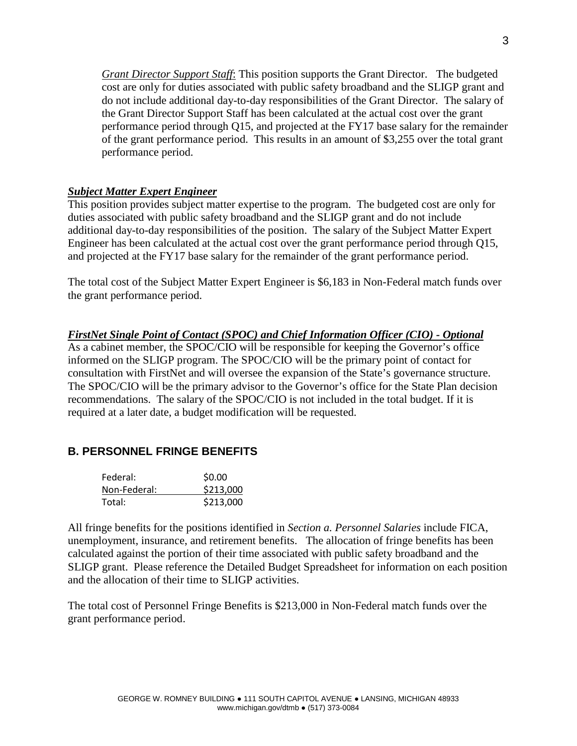*Grant Director Support Staff*: This position supports the Grant Director. The budgeted cost are only for duties associated with public safety broadband and the SLIGP grant and do not include additional day-to-day responsibilities of the Grant Director. The salary of the Grant Director Support Staff has been calculated at the actual cost over the grant performance period through Q15, and projected at the FY17 base salary for the remainder of the grant performance period. This results in an amount of $3,255 over the total grant performance period.

***Subject Matter Expert Engineer***

This position provides subject matter expertise to the program. The budgeted cost are only for duties associated with public safety broadband and the SLIGP grant and do not include additional day-to-day responsibilities of the position. The salary of the Subject Matter Expert Engineer has been calculated at the actual cost over the grant performance period through Q15, and projected at the FY17 base salary for the remainder of the grant performance period.

The total cost of the Subject Matter Expert Engineer is $6,183 in Non-Federal match funds over the grant performance period.

***FirstNet Single Point of Contact (SPOC) and Chief Information Officer (CIO) - Optional***

As a cabinet member, the SPOC/CIO will be responsible for keeping the Governor's office informed on the SLIGP program. The SPOC/CIO will be the primary point of contact for consultation with FirstNet and will oversee the expansion of the State's governance structure. The SPOC/CIO will be the primary advisor to the Governor's office for the State Plan decision recommendations. The salary of the SPOC/CIO is not included in the total budget. If it is required at a later date, a budget modification will be requested.

## B. PERSONNEL FRINGE BENEFITS

| | |
|---|---|
| Federal: | $0.00 |
| Non-Federal: | $213,000 |
| Total: | $213,000 |

All fringe benefits for the positions identified in *Section a. Personnel Salaries* include FICA, unemployment, insurance, and retirement benefits. The allocation of fringe benefits has been calculated against the portion of their time associated with public safety broadband and the SLIGP grant. Please reference the Detailed Budget Spreadsheet for information on each position and the allocation of their time to SLIGP activities.

The total cost of Personnel Fringe Benefits is $213,000 in Non-Federal match funds over the grant performance period.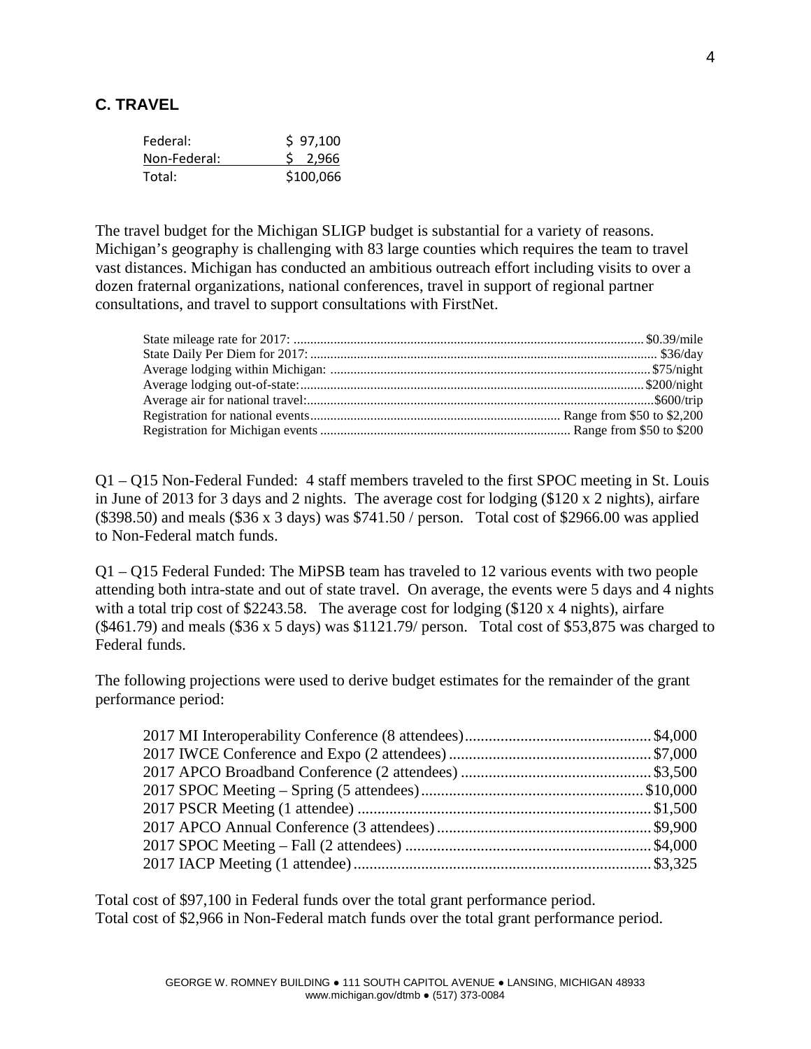### C. TRAVEL

| | |
|---|---|
| Federal: | $ 97,100 |
| Non-Federal: | $ 2,966 |
| Total: | $100,066 |

The travel budget for the Michigan SLIGP budget is substantial for a variety of reasons. Michigan's geography is challenging with 83 large counties which requires the team to travel vast distances. Michigan has conducted an ambitious outreach effort including visits to over a dozen fraternal organizations, national conferences, travel in support of regional partner consultations, and travel to support consultations with FirstNet.

| | |
|---|---|
| State mileage rate for 2017: | $0.39/mile |
| State Daily Per Diem for 2017: | $36/day |
| Average lodging within Michigan: | $75/night |
| Average lodging out-of-state: | $200/night |
| Average air for national travel: | $600/trip |
| Registration for national events | Range from $50 to $2,200 |
| Registration for Michigan events | Range from $50 to $200 |

Q1 – Q15 Non-Federal Funded: 4 staff members traveled to the first SPOC meeting in St. Louis in June of 2013 for 3 days and 2 nights. The average cost for lodging ($120 x 2 nights), airfare ($398.50) and meals ($36 x 3 days) was $741.50 / person. Total cost of $2966.00 was applied to Non-Federal match funds.

Q1 – Q15 Federal Funded: The MiPSB team has traveled to 12 various events with two people attending both intra-state and out of state travel. On average, the events were 5 days and 4 nights with a total trip cost of $2243.58. The average cost for lodging ($120 x 4 nights), airfare ($461.79) and meals ($36 x 5 days) was $1121.79/ person. Total cost of $53,875 was charged to Federal funds.

The following projections were used to derive budget estimates for the remainder of the grant performance period:

| | |
|---|---|
| 2017 MI Interoperability Conference (8 attendees) | $4,000 |
| 2017 IWCE Conference and Expo (2 attendees) | $7,000 |
| 2017 APCO Broadband Conference (2 attendees) | $3,500 |
| 2017 SPOC Meeting – Spring (5 attendees) | $10,000 |
| 2017 PSCR Meeting (1 attendee) | $1,500 |
| 2017 APCO Annual Conference (3 attendees) | $9,900 |
| 2017 SPOC Meeting – Fall (2 attendees) | $4,000 |
| 2017 IACP Meeting (1 attendee) | $3,325 |

Total cost of $97,100 in Federal funds over the total grant performance period.
Total cost of $2,966 in Non-Federal match funds over the total grant performance period.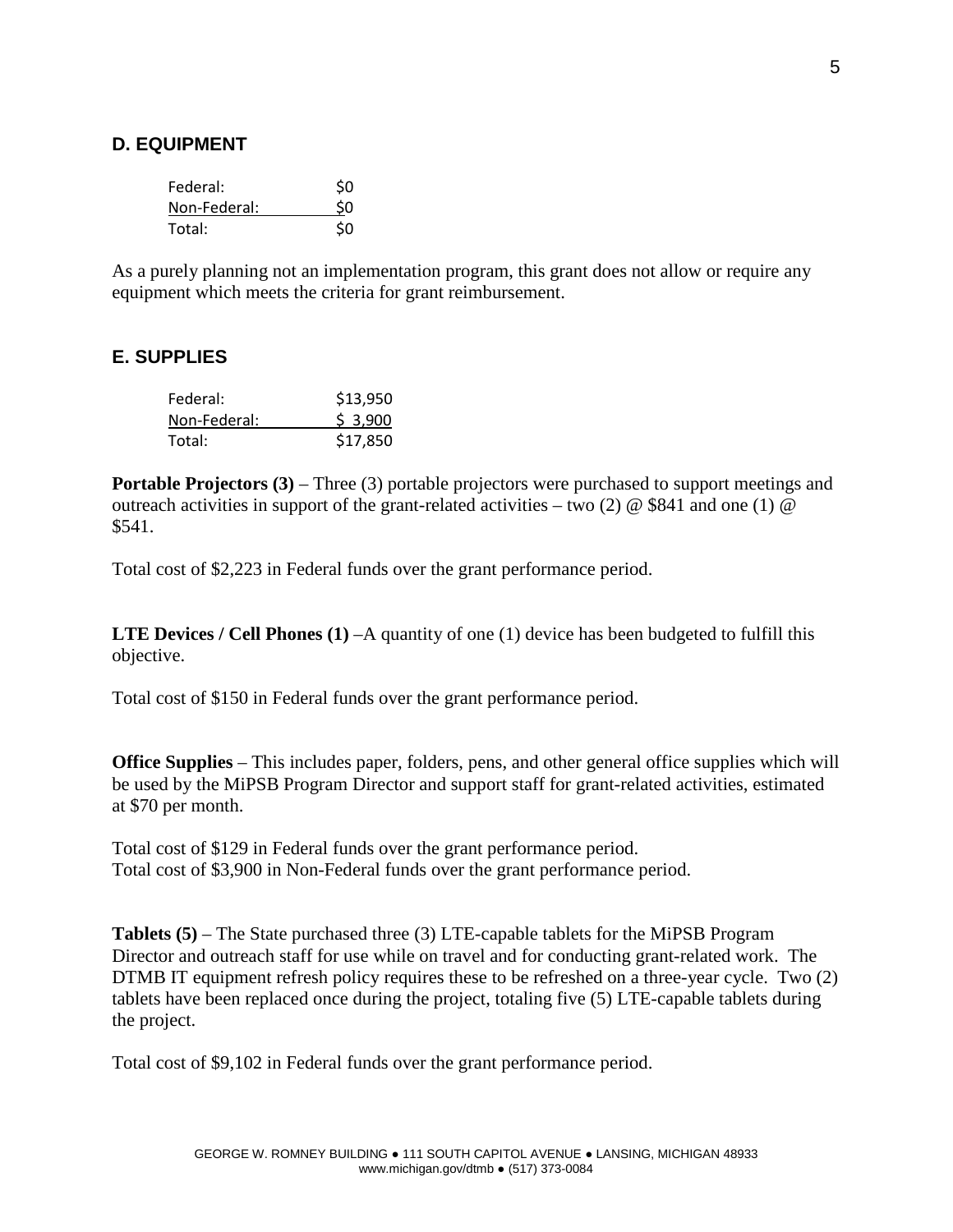## D. EQUIPMENT

| | |
|---|---|
| Federal: | $0 |
| Non-Federal: | $0 |
| Total: | $0 |

As a purely planning not an implementation program, this grant does not allow or require any equipment which meets the criteria for grant reimbursement.

## E. SUPPLIES

| | |
|---|---|
| Federal: | $13,950 |
| Non-Federal: | $ 3,900 |
| Total: | $17,850 |

**Portable Projectors (3)** – Three (3) portable projectors were purchased to support meetings and outreach activities in support of the grant-related activities – two (2) @ $841 and one (1) @ $541.

Total cost of $2,223 in Federal funds over the grant performance period.

**LTE Devices / Cell Phones (1)** –A quantity of one (1) device has been budgeted to fulfill this objective.

Total cost of $150 in Federal funds over the grant performance period.

**Office Supplies** – This includes paper, folders, pens, and other general office supplies which will be used by the MiPSB Program Director and support staff for grant-related activities, estimated at $70 per month.

Total cost of $129 in Federal funds over the grant performance period.
Total cost of $3,900 in Non-Federal funds over the grant performance period.

**Tablets (5)** – The State purchased three (3) LTE-capable tablets for the MiPSB Program Director and outreach staff for use while on travel and for conducting grant-related work. The DTMB IT equipment refresh policy requires these to be refreshed on a three-year cycle. Two (2) tablets have been replaced once during the project, totaling five (5) LTE-capable tablets during the project.

Total cost of $9,102 in Federal funds over the grant performance period.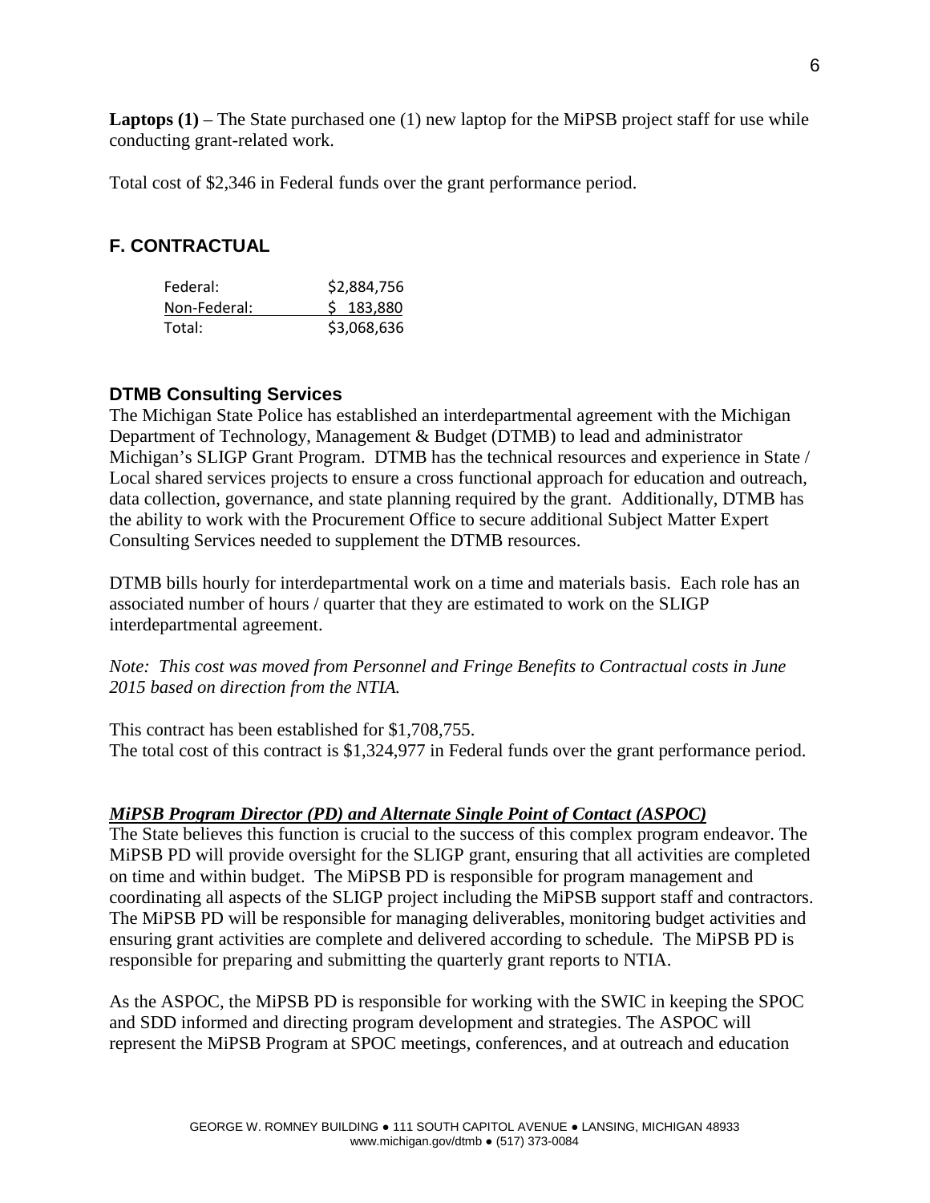**Laptops (1)** – The State purchased one (1) new laptop for the MiPSB project staff for use while conducting grant-related work.

Total cost of $2,346 in Federal funds over the grant performance period.

## F. CONTRACTUAL

| | |
|---|---|
| Federal: | $2,884,756 |
| Non-Federal: | $ 183,880 |
| Total: | $3,068,636 |

### DTMB Consulting Services

The Michigan State Police has established an interdepartmental agreement with the Michigan Department of Technology, Management & Budget (DTMB) to lead and administrator Michigan's SLIGP Grant Program. DTMB has the technical resources and experience in State / Local shared services projects to ensure a cross functional approach for education and outreach, data collection, governance, and state planning required by the grant. Additionally, DTMB has the ability to work with the Procurement Office to secure additional Subject Matter Expert Consulting Services needed to supplement the DTMB resources.

DTMB bills hourly for interdepartmental work on a time and materials basis. Each role has an associated number of hours / quarter that they are estimated to work on the SLIGP interdepartmental agreement.

*Note: This cost was moved from Personnel and Fringe Benefits to Contractual costs in June 2015 based on direction from the NTIA.*

This contract has been established for $1,708,755.
The total cost of this contract is $1,324,977 in Federal funds over the grant performance period.

***MiPSB Program Director (PD) and Alternate Single Point of Contact (ASPOC)***

The State believes this function is crucial to the success of this complex program endeavor. The MiPSB PD will provide oversight for the SLIGP grant, ensuring that all activities are completed on time and within budget. The MiPSB PD is responsible for program management and coordinating all aspects of the SLIGP project including the MiPSB support staff and contractors. The MiPSB PD will be responsible for managing deliverables, monitoring budget activities and ensuring grant activities are complete and delivered according to schedule. The MiPSB PD is responsible for preparing and submitting the quarterly grant reports to NTIA.

As the ASPOC, the MiPSB PD is responsible for working with the SWIC in keeping the SPOC and SDD informed and directing program development and strategies. The ASPOC will represent the MiPSB Program at SPOC meetings, conferences, and at outreach and education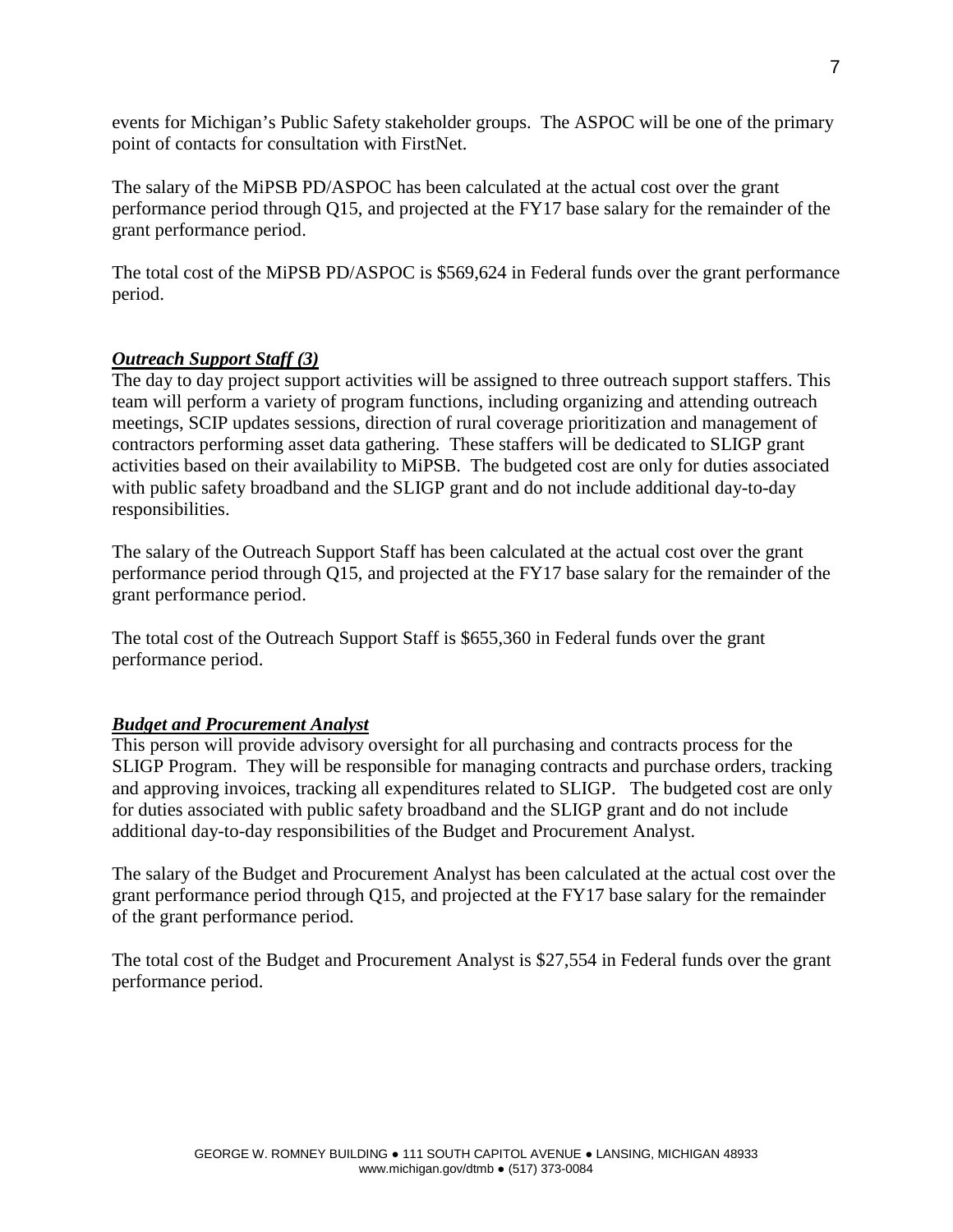events for Michigan's Public Safety stakeholder groups. The ASPOC will be one of the primary point of contacts for consultation with FirstNet.

The salary of the MiPSB PD/ASPOC has been calculated at the actual cost over the grant performance period through Q15, and projected at the FY17 base salary for the remainder of the grant performance period.

The total cost of the MiPSB PD/ASPOC is $569,624 in Federal funds over the grant performance period.

***Outreach Support Staff (3)***

The day to day project support activities will be assigned to three outreach support staffers. This team will perform a variety of program functions, including organizing and attending outreach meetings, SCIP updates sessions, direction of rural coverage prioritization and management of contractors performing asset data gathering. These staffers will be dedicated to SLIGP grant activities based on their availability to MiPSB. The budgeted cost are only for duties associated with public safety broadband and the SLIGP grant and do not include additional day-to-day responsibilities.

The salary of the Outreach Support Staff has been calculated at the actual cost over the grant performance period through Q15, and projected at the FY17 base salary for the remainder of the grant performance period.

The total cost of the Outreach Support Staff is $655,360 in Federal funds over the grant performance period.

***Budget and Procurement Analyst***

This person will provide advisory oversight for all purchasing and contracts process for the SLIGP Program. They will be responsible for managing contracts and purchase orders, tracking and approving invoices, tracking all expenditures related to SLIGP. The budgeted cost are only for duties associated with public safety broadband and the SLIGP grant and do not include additional day-to-day responsibilities of the Budget and Procurement Analyst.

The salary of the Budget and Procurement Analyst has been calculated at the actual cost over the grant performance period through Q15, and projected at the FY17 base salary for the remainder of the grant performance period.

The total cost of the Budget and Procurement Analyst is $27,554 in Federal funds over the grant performance period.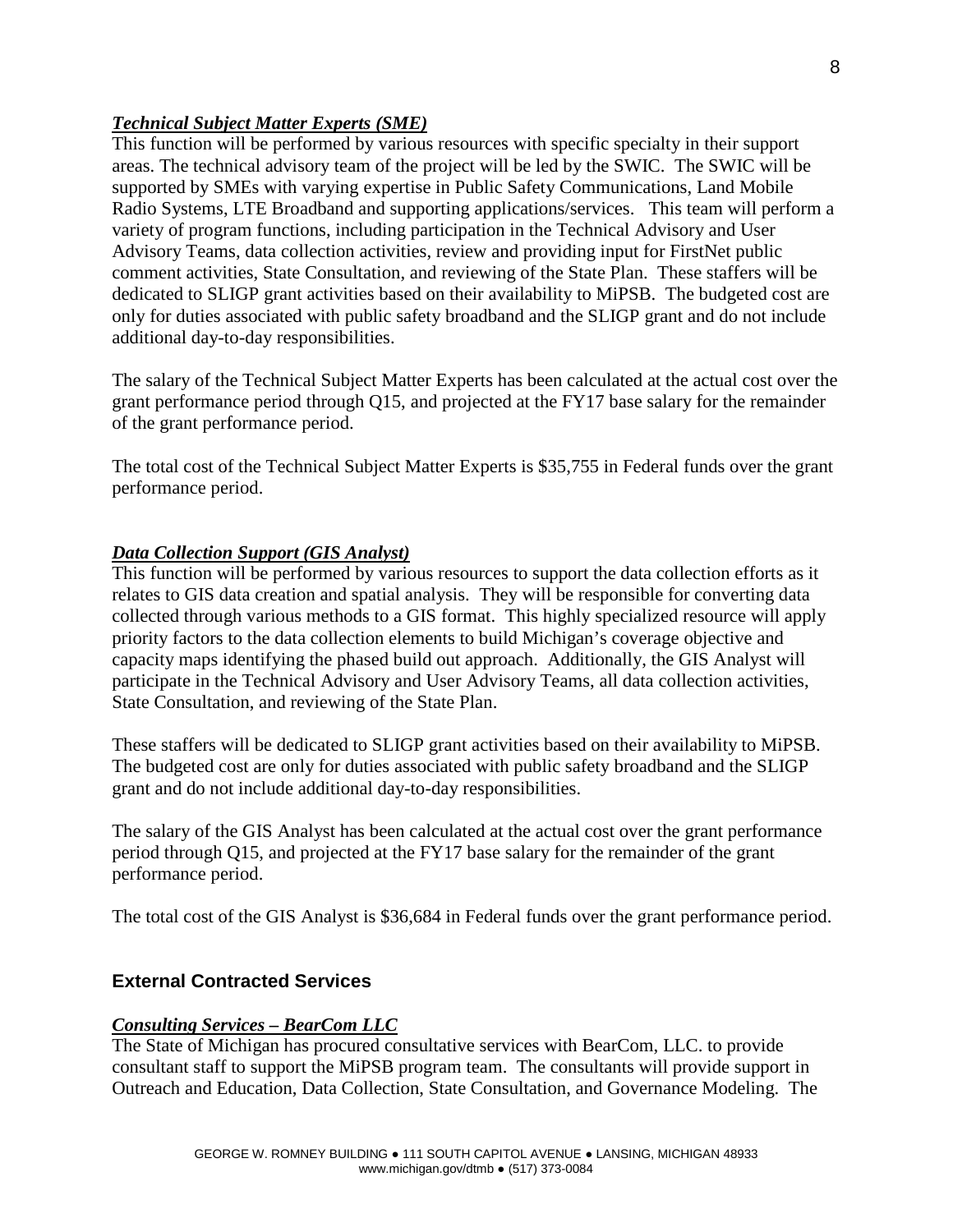***Technical Subject Matter Experts (SME)***

This function will be performed by various resources with specific specialty in their support areas. The technical advisory team of the project will be led by the SWIC. The SWIC will be supported by SMEs with varying expertise in Public Safety Communications, Land Mobile Radio Systems, LTE Broadband and supporting applications/services. This team will perform a variety of program functions, including participation in the Technical Advisory and User Advisory Teams, data collection activities, review and providing input for FirstNet public comment activities, State Consultation, and reviewing of the State Plan. These staffers will be dedicated to SLIGP grant activities based on their availability to MiPSB. The budgeted cost are only for duties associated with public safety broadband and the SLIGP grant and do not include additional day-to-day responsibilities.

The salary of the Technical Subject Matter Experts has been calculated at the actual cost over the grant performance period through Q15, and projected at the FY17 base salary for the remainder of the grant performance period.

The total cost of the Technical Subject Matter Experts is $35,755 in Federal funds over the grant performance period.

***Data Collection Support (GIS Analyst)***

This function will be performed by various resources to support the data collection efforts as it relates to GIS data creation and spatial analysis. They will be responsible for converting data collected through various methods to a GIS format. This highly specialized resource will apply priority factors to the data collection elements to build Michigan's coverage objective and capacity maps identifying the phased build out approach. Additionally, the GIS Analyst will participate in the Technical Advisory and User Advisory Teams, all data collection activities, State Consultation, and reviewing of the State Plan.

These staffers will be dedicated to SLIGP grant activities based on their availability to MiPSB. The budgeted cost are only for duties associated with public safety broadband and the SLIGP grant and do not include additional day-to-day responsibilities.

The salary of the GIS Analyst has been calculated at the actual cost over the grant performance period through Q15, and projected at the FY17 base salary for the remainder of the grant performance period.

The total cost of the GIS Analyst is $36,684 in Federal funds over the grant performance period.

## External Contracted Services

***Consulting Services – BearCom LLC***

The State of Michigan has procured consultative services with BearCom, LLC. to provide consultant staff to support the MiPSB program team. The consultants will provide support in Outreach and Education, Data Collection, State Consultation, and Governance Modeling. The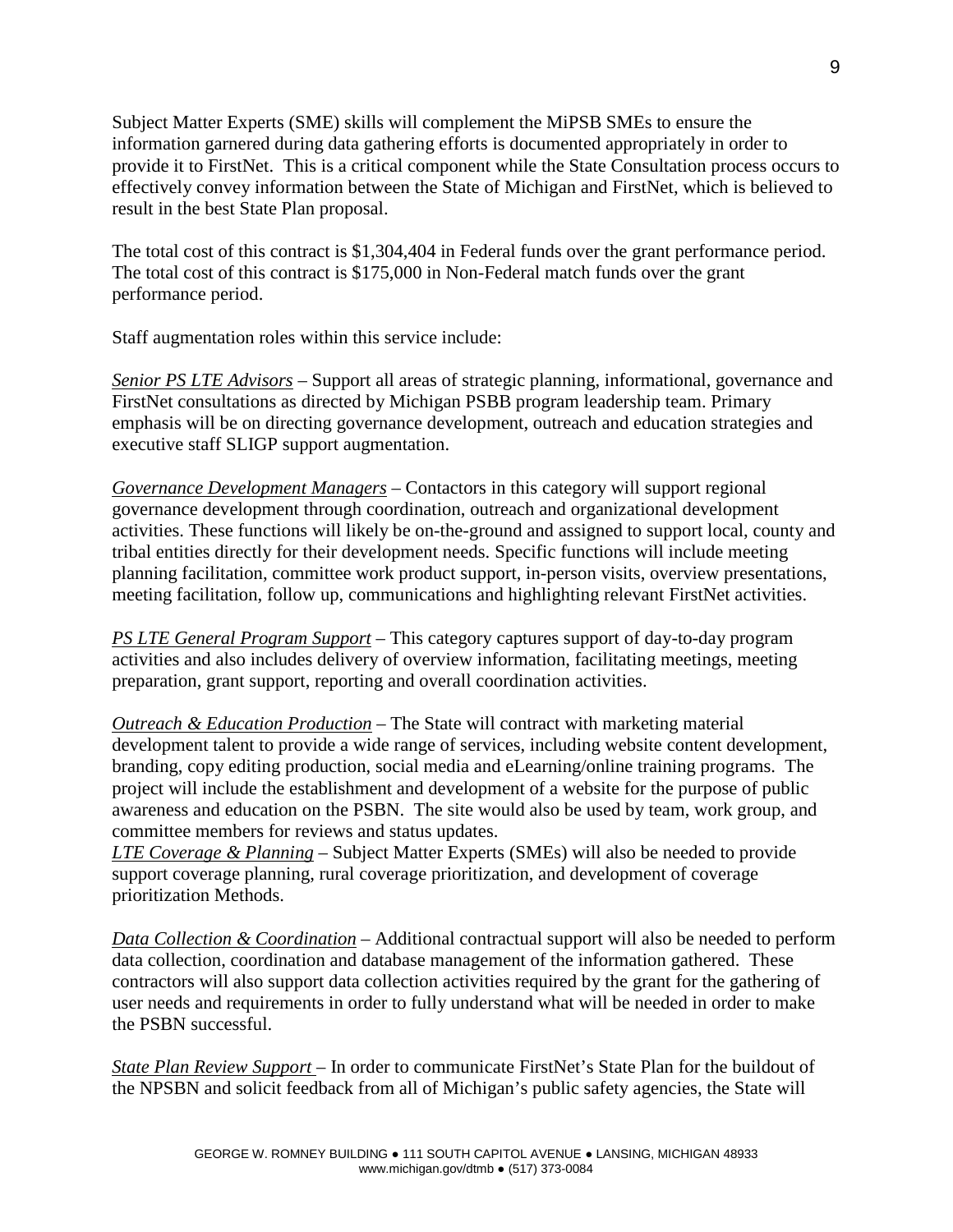Subject Matter Experts (SME) skills will complement the MiPSB SMEs to ensure the information garnered during data gathering efforts is documented appropriately in order to provide it to FirstNet. This is a critical component while the State Consultation process occurs to effectively convey information between the State of Michigan and FirstNet, which is believed to result in the best State Plan proposal.

The total cost of this contract is $1,304,404 in Federal funds over the grant performance period. The total cost of this contract is $175,000 in Non-Federal match funds over the grant performance period.

Staff augmentation roles within this service include:

*Senior PS LTE Advisors* – Support all areas of strategic planning, informational, governance and FirstNet consultations as directed by Michigan PSBB program leadership team. Primary emphasis will be on directing governance development, outreach and education strategies and executive staff SLIGP support augmentation.

*Governance Development Managers* – Contactors in this category will support regional governance development through coordination, outreach and organizational development activities. These functions will likely be on-the-ground and assigned to support local, county and tribal entities directly for their development needs. Specific functions will include meeting planning facilitation, committee work product support, in-person visits, overview presentations, meeting facilitation, follow up, communications and highlighting relevant FirstNet activities.

*PS LTE General Program Support* – This category captures support of day-to-day program activities and also includes delivery of overview information, facilitating meetings, meeting preparation, grant support, reporting and overall coordination activities.

*Outreach & Education Production* – The State will contract with marketing material development talent to provide a wide range of services, including website content development, branding, copy editing production, social media and eLearning/online training programs. The project will include the establishment and development of a website for the purpose of public awareness and education on the PSBN. The site would also be used by team, work group, and committee members for reviews and status updates.

*LTE Coverage & Planning* – Subject Matter Experts (SMEs) will also be needed to provide support coverage planning, rural coverage prioritization, and development of coverage prioritization Methods.

*Data Collection & Coordination* – Additional contractual support will also be needed to perform data collection, coordination and database management of the information gathered. These contractors will also support data collection activities required by the grant for the gathering of user needs and requirements in order to fully understand what will be needed in order to make the PSBN successful.

*State Plan Review Support* – In order to communicate FirstNet's State Plan for the buildout of the NPSBN and solicit feedback from all of Michigan's public safety agencies, the State will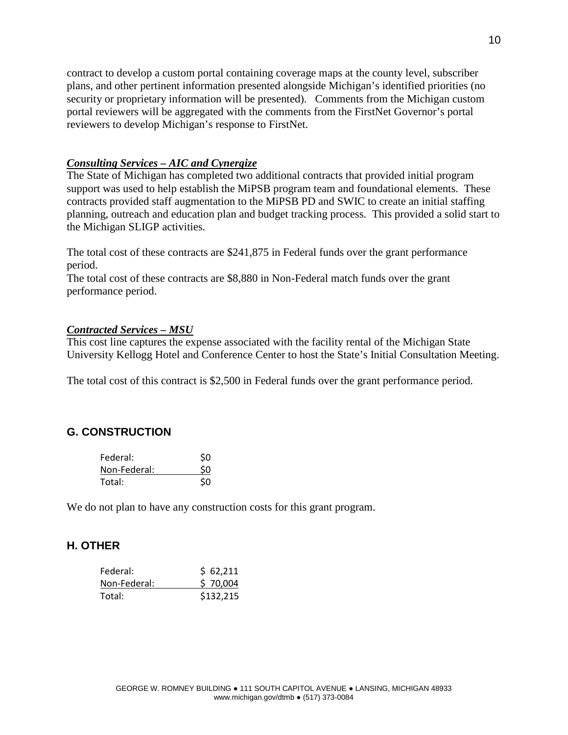contract to develop a custom portal containing coverage maps at the county level, subscriber plans, and other pertinent information presented alongside Michigan's identified priorities (no security or proprietary information will be presented). Comments from the Michigan custom portal reviewers will be aggregated with the comments from the FirstNet Governor's portal reviewers to develop Michigan's response to FirstNet.

***Consulting Services – AIC and Cynergize***

The State of Michigan has completed two additional contracts that provided initial program support was used to help establish the MiPSB program team and foundational elements. These contracts provided staff augmentation to the MiPSB PD and SWIC to create an initial staffing planning, outreach and education plan and budget tracking process. This provided a solid start to the Michigan SLIGP activities.

The total cost of these contracts are $241,875 in Federal funds over the grant performance period.
The total cost of these contracts are $8,880 in Non-Federal match funds over the grant performance period.

***Contracted Services – MSU***

This cost line captures the expense associated with the facility rental of the Michigan State University Kellogg Hotel and Conference Center to host the State's Initial Consultation Meeting.

The total cost of this contract is $2,500 in Federal funds over the grant performance period.

## G. CONSTRUCTION

| | |
|---|---|
| Federal: | $0 |
| Non-Federal: | $0 |
| Total: | $0 |

We do not plan to have any construction costs for this grant program.

## H. OTHER

| | |
|---|---|
| Federal: | $ 62,211 |
| Non-Federal: | $ 70,004 |
| Total: | $132,215 |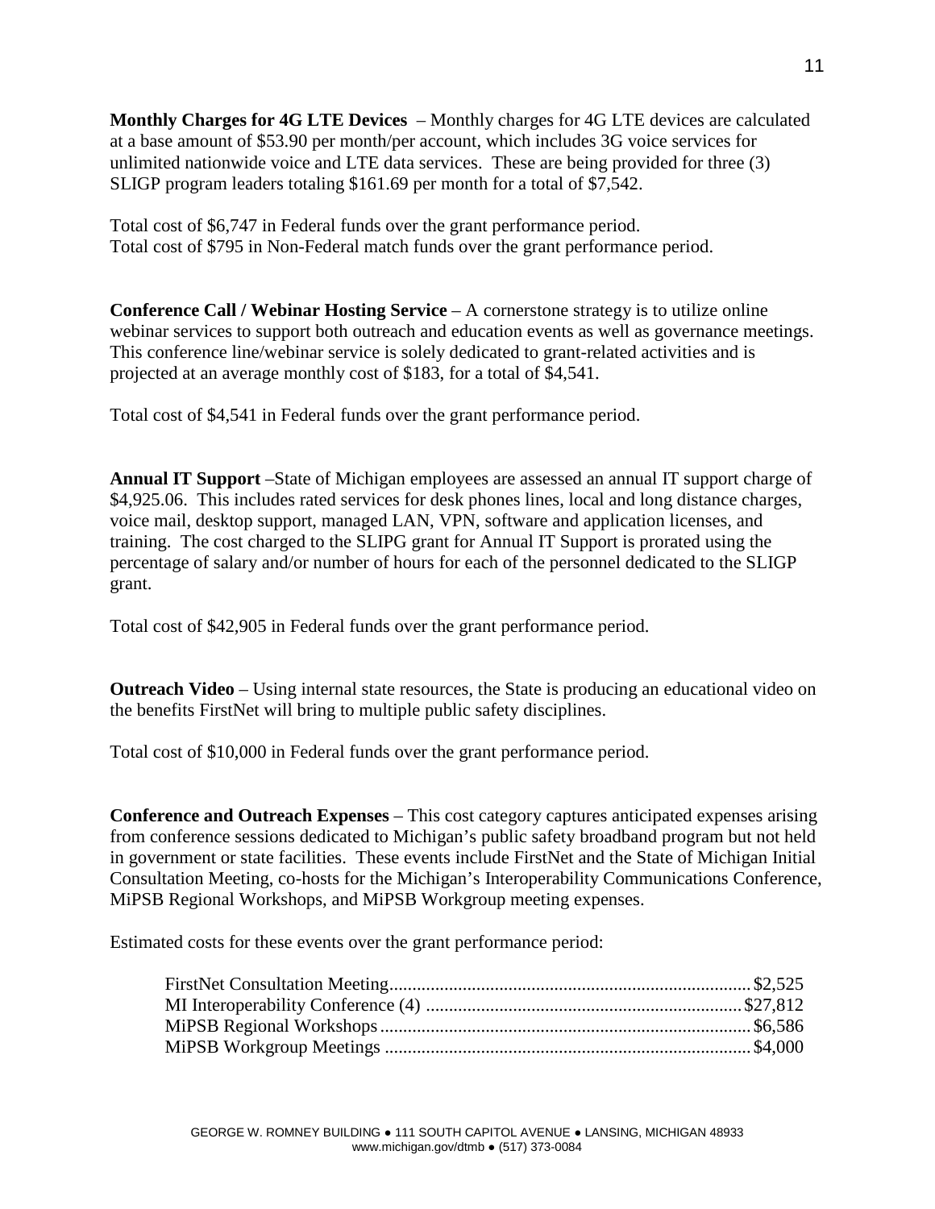**Monthly Charges for 4G LTE Devices** – Monthly charges for 4G LTE devices are calculated at a base amount of $53.90 per month/per account, which includes 3G voice services for unlimited nationwide voice and LTE data services. These are being provided for three (3) SLIGP program leaders totaling $161.69 per month for a total of $7,542.

Total cost of $6,747 in Federal funds over the grant performance period.
Total cost of $795 in Non-Federal match funds over the grant performance period.

**Conference Call / Webinar Hosting Service** – A cornerstone strategy is to utilize online webinar services to support both outreach and education events as well as governance meetings. This conference line/webinar service is solely dedicated to grant-related activities and is projected at an average monthly cost of $183, for a total of $4,541.

Total cost of $4,541 in Federal funds over the grant performance period.

**Annual IT Support** –State of Michigan employees are assessed an annual IT support charge of $4,925.06. This includes rated services for desk phones lines, local and long distance charges, voice mail, desktop support, managed LAN, VPN, software and application licenses, and training. The cost charged to the SLIPG grant for Annual IT Support is prorated using the percentage of salary and/or number of hours for each of the personnel dedicated to the SLIGP grant.

Total cost of $42,905 in Federal funds over the grant performance period.

**Outreach Video** – Using internal state resources, the State is producing an educational video on the benefits FirstNet will bring to multiple public safety disciplines.

Total cost of $10,000 in Federal funds over the grant performance period.

**Conference and Outreach Expenses** – This cost category captures anticipated expenses arising from conference sessions dedicated to Michigan's public safety broadband program but not held in government or state facilities. These events include FirstNet and the State of Michigan Initial Consultation Meeting, co-hosts for the Michigan's Interoperability Communications Conference, MiPSB Regional Workshops, and MiPSB Workgroup meeting expenses.

Estimated costs for these events over the grant performance period:

FirstNet Consultation Meeting.............................................................................. $2,525
MI Interoperability Conference (4) .................................................................... $27,812
MiPSB Regional Workshops................................................................................ $6,586
MiPSB Workgroup Meetings ............................................................................... $4,000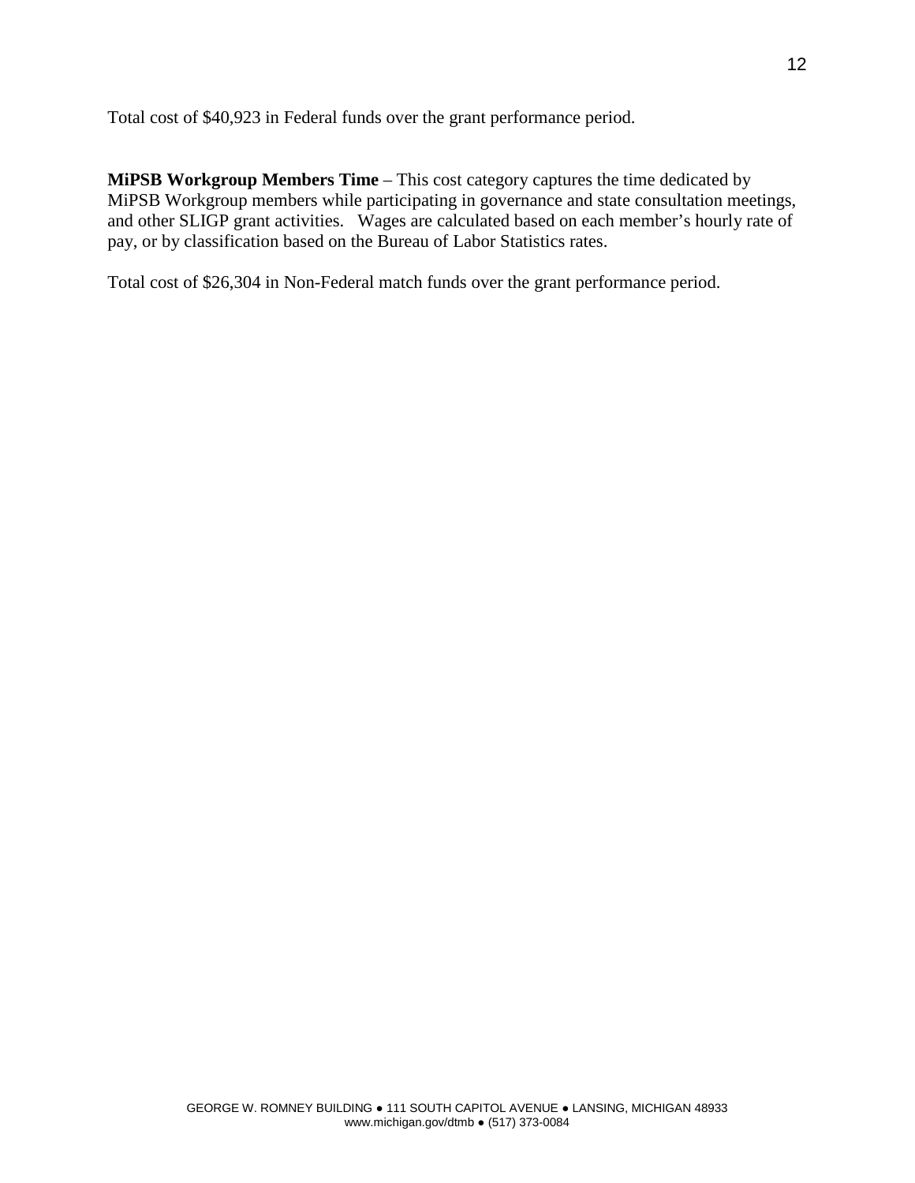Total cost of $40,923 in Federal funds over the grant performance period.

**MiPSB Workgroup Members Time** – This cost category captures the time dedicated by MiPSB Workgroup members while participating in governance and state consultation meetings, and other SLIGP grant activities. Wages are calculated based on each member's hourly rate of pay, or by classification based on the Bureau of Labor Statistics rates.

Total cost of $26,304 in Non-Federal match funds over the grant performance period.